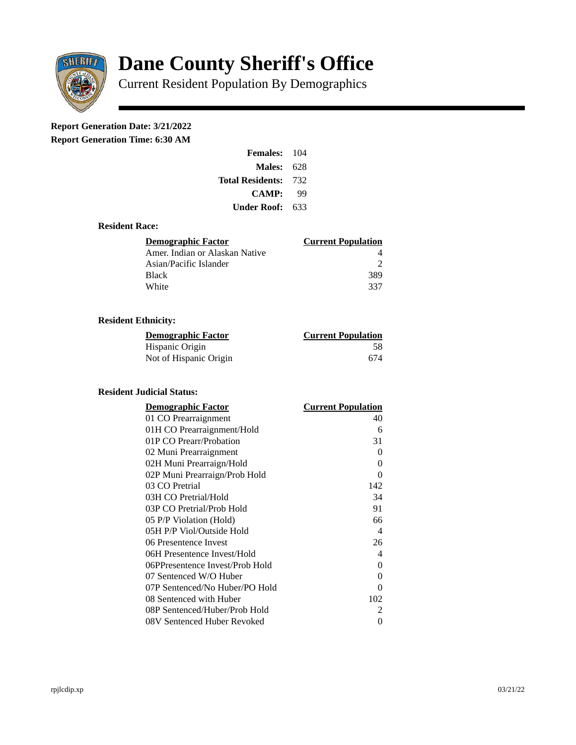# Dane County Sheriff's Office

Current Resident Population By Demographics

**Report Generation Date: 3/21/2022**

**Report Generation Time: 6:30 AM**

| | |
|---|---|
| **Females:** | 104 |
| **Males:** | 628 |
| **Total Residents:** | 732 |
| **CAMP:** | 99 |
| **Under Roof:** | 633 |

### Resident Race:

| Demographic Factor | Current Population |
|---|---|
| Amer. Indian or Alaskan Native | 4 |
| Asian/Pacific Islander | 2 |
| Black | 389 |
| White | 337 |

### Resident Ethnicity:

| Demographic Factor | Current Population |
|---|---|
| Hispanic Origin | 58 |
| Not of Hispanic Origin | 674 |

### Resident Judicial Status:

| Demographic Factor | Current Population |
|---|---|
| 01 CO Prearraignment | 40 |
| 01H CO Prearraignment/Hold | 6 |
| 01P CO Prearr/Probation | 31 |
| 02 Muni Prearraignment | 0 |
| 02H Muni Prearraign/Hold | 0 |
| 02P Muni Prearraign/Prob Hold | 0 |
| 03 CO Pretrial | 142 |
| 03H CO Pretrial/Hold | 34 |
| 03P CO Pretrial/Prob Hold | 91 |
| 05 P/P Violation (Hold) | 66 |
| 05H P/P Viol/Outside Hold | 4 |
| 06 Presentence Invest | 26 |
| 06H Presentence Invest/Hold | 4 |
| 06PPresentence Invest/Prob Hold | 0 |
| 07 Sentenced W/O Huber | 0 |
| 07P Sentenced/No Huber/PO Hold | 0 |
| 08 Sentenced with Huber | 102 |
| 08P Sentenced/Huber/Prob Hold | 2 |
| 08V Sentenced Huber Revoked | 0 |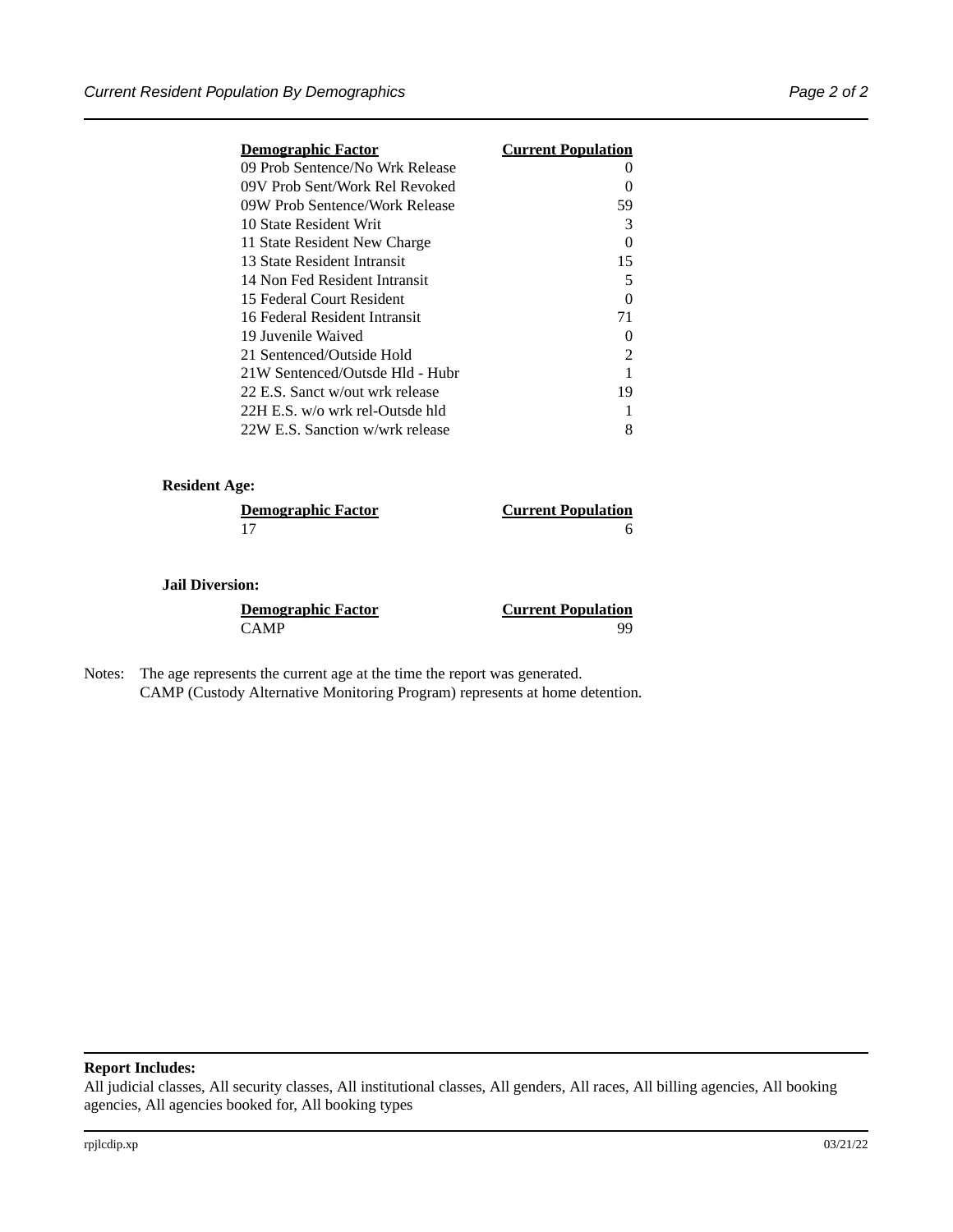| Demographic Factor | Current Population |
|---|---|
| 09 Prob Sentence/No Wrk Release | 0 |
| 09V Prob Sent/Work Rel Revoked | 0 |
| 09W Prob Sentence/Work Release | 59 |
| 10 State Resident Writ | 3 |
| 11 State Resident New Charge | 0 |
| 13 State Resident Intransit | 15 |
| 14 Non Fed Resident Intransit | 5 |
| 15 Federal Court Resident | 0 |
| 16 Federal Resident Intransit | 71 |
| 19 Juvenile Waived | 0 |
| 21 Sentenced/Outside Hold | 2 |
| 21W Sentenced/Outsde Hld - Hubr | 1 |
| 22 E.S. Sanct w/out wrk release | 19 |
| 22H E.S. w/o wrk rel-Outsde hld | 1 |
| 22W E.S. Sanction w/wrk release | 8 |

**Resident Age:**

| Demographic Factor | Current Population |
|---|---|
| 17 | 6 |

**Jail Diversion:**

| Demographic Factor | Current Population |
|---|---|
| CAMP | 99 |

Notes: The age represents the current age at the time the report was generated.
CAMP (Custody Alternative Monitoring Program) represents at home detention.

**Report Includes:**

All judicial classes, All security classes, All institutional classes, All genders, All races, All billing agencies, All booking agencies, All agencies booked for, All booking types

rpjlcdip.xp 03/21/22